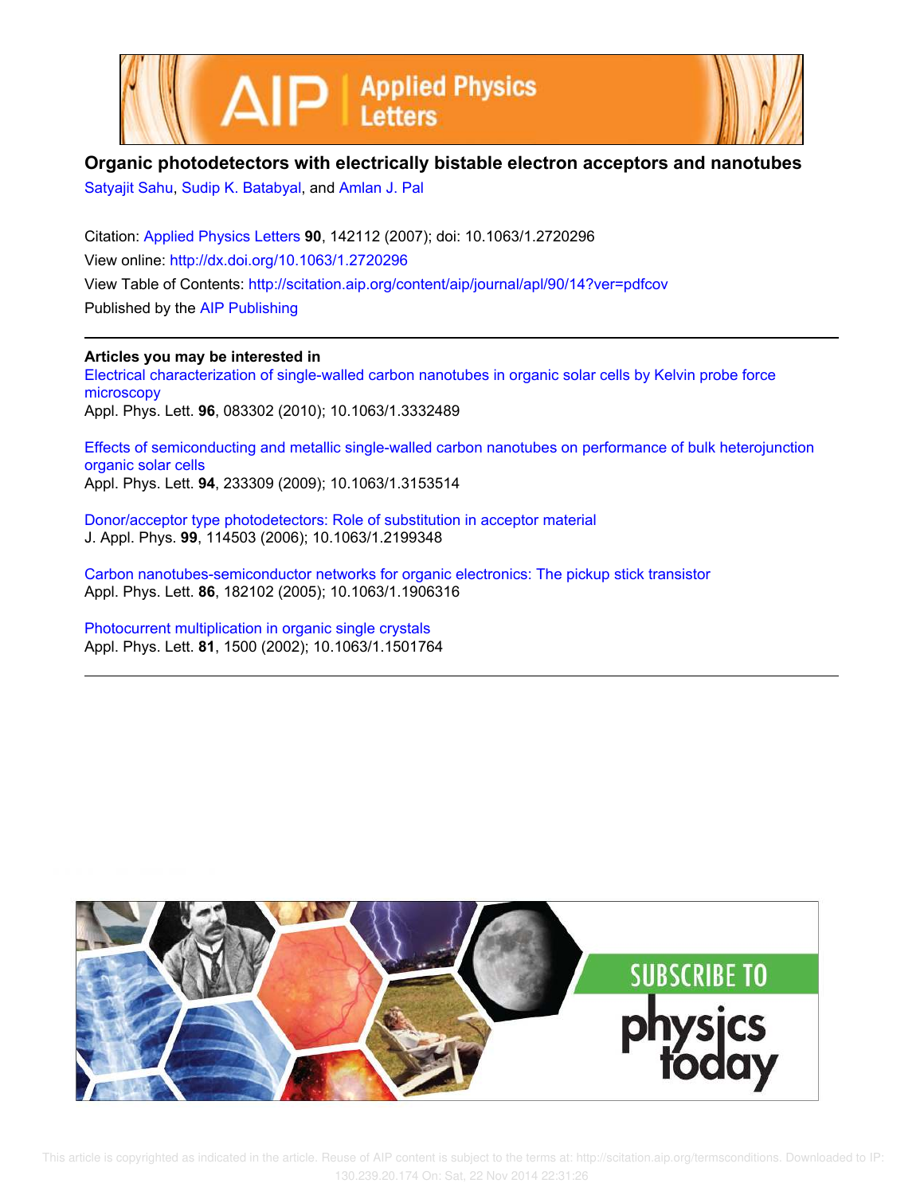# Organic photodetectors with electrically bistable electron acceptors and nanotubes

Satyajit Sahu, Sudip K. Batabyal, and Amlan J. Pal

Citation: Applied Physics Letters **90**, 142112 (2007); doi: 10.1063/1.2720296

View online: http://dx.doi.org/10.1063/1.2720296

View Table of Contents: http://scitation.aip.org/content/aip/journal/apl/90/14?ver=pdfcov

Published by the AIP Publishing

**Articles you may be interested in**

Electrical characterization of single-walled carbon nanotubes in organic solar cells by Kelvin probe force microscopy
Appl. Phys. Lett. **96**, 083302 (2010); 10.1063/1.3332489

Effects of semiconducting and metallic single-walled carbon nanotubes on performance of bulk heterojunction organic solar cells
Appl. Phys. Lett. **94**, 233309 (2009); 10.1063/1.3153514

Donor/acceptor type photodetectors: Role of substitution in acceptor material
J. Appl. Phys. **99**, 114503 (2006); 10.1063/1.2199348

Carbon nanotubes-semiconductor networks for organic electronics: The pickup stick transistor
Appl. Phys. Lett. **86**, 182102 (2005); 10.1063/1.1906316

Photocurrent multiplication in organic single crystals
Appl. Phys. Lett. **81**, 1500 (2002); 10.1063/1.1501764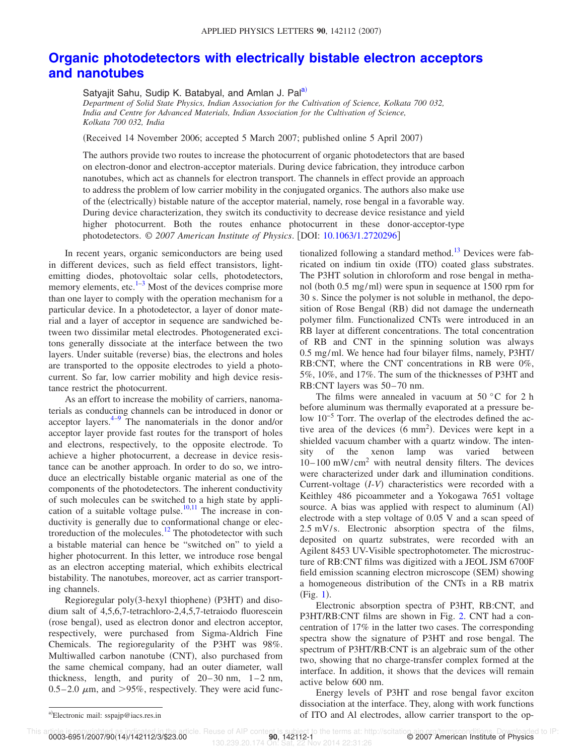# Organic photodetectors with electrically bistable electron acceptors and nanotubes

Satyajit Sahu, Sudip K. Batabyal, and Amlan J. Pal[a]

*Department of Solid State Physics, Indian Association for the Cultivation of Science, Kolkata 700 032, India and Centre for Advanced Materials, Indian Association for the Cultivation of Science, Kolkata 700 032, India*

(Received 14 November 2006; accepted 5 March 2007; published online 5 April 2007)

The authors provide two routes to increase the photocurrent of organic photodetectors that are based on electron-donor and electron-acceptor materials. During device fabrication, they introduce carbon nanotubes, which act as channels for electron transport. The channels in effect provide an approach to address the problem of low carrier mobility in the conjugated organics. The authors also make use of the (electrically) bistable nature of the acceptor material, namely, rose bengal in a favorable way. During device characterization, they switch its conductivity to decrease device resistance and yield higher photocurrent. Both the routes enhance photocurrent in these donor-acceptor-type photodetectors. © *2007 American Institute of Physics*. [DOI: 10.1063/1.2720296]

In recent years, organic semiconductors are being used in different devices, such as field effect transistors, light-emitting diodes, photovoltaic solar cells, photodetectors, memory elements, etc.[1–3] Most of the devices comprise more than one layer to comply with the operation mechanism for a particular device. In a photodetector, a layer of donor material and a layer of acceptor in sequence are sandwiched between two dissimilar metal electrodes. Photogenerated excitons generally dissociate at the interface between the two layers. Under suitable (reverse) bias, the electrons and holes are transported to the opposite electrodes to yield a photocurrent. So far, low carrier mobility and high device resistance restrict the photocurrent.

As an effort to increase the mobility of carriers, nanomaterials as conducting channels can be introduced in donor or acceptor layers.[4–9] The nanomaterials in the donor and/or acceptor layer provide fast routes for the transport of holes and electrons, respectively, to the opposite electrode. To achieve a higher photocurrent, a decrease in device resistance can be another approach. In order to do so, we introduce an electrically bistable organic material as one of the components of the photodetectors. The inherent conductivity of such molecules can be switched to a high state by application of a suitable voltage pulse.[10,11] The increase in conductivity is generally due to conformational change or electroreduction of the molecules.[12] The photodetector with such a bistable material can hence be "switched on" to yield a higher photocurrent. In this letter, we introduce rose bengal as an electron accepting material, which exhibits electrical bistability. The nanotubes, moreover, act as carrier transporting channels.

Regioregular poly(3-hexyl thiophene) (P3HT) and disodium salt of 4,5,6,7-tetrachloro-2,4,5,7-tetraiodo fluorescein (rose bengal), used as electron donor and electron acceptor, respectively, were purchased from Sigma-Aldrich Fine Chemicals. The regioregularity of the P3HT was 98%. Multiwalled carbon nanotube (CNT), also purchased from the same chemical company, had an outer diameter, wall thickness, length, and purity of 20–30 nm, 1–2 nm, 0.5–2.0 $\mu$m, and >95%, respectively. They were acid functionalized following a standard method.[13] Devices were fabricated on indium tin oxide (ITO) coated glass substrates. The P3HT solution in chloroform and rose bengal in methanol (both 0.5 mg/ml) were spun in sequence at 1500 rpm for 30 s. Since the polymer is not soluble in methanol, the deposition of Rose Bengal (RB) did not damage the underneath polymer film. Functionalized CNTs were introduced in an RB layer at different concentrations. The total concentration of RB and CNT in the spinning solution was always 0.5 mg/ml. We hence had four bilayer films, namely, P3HT/RB:CNT, where the CNT concentrations in RB were 0%, 5%, 10%, and 17%. The sum of the thicknesses of P3HT and RB:CNT layers was 50–70 nm.

The films were annealed in vacuum at 50 °C for 2 h before aluminum was thermally evaporated at a pressure below $10^{-5}$ Torr. The overlap of the electrodes defined the active area of the devices (6 mm$^2$). Devices were kept in a shielded vacuum chamber with a quartz window. The intensity of the xenon lamp was varied between 10–100 mW/cm$^2$ with neutral density filters. The devices were characterized under dark and illumination conditions. Current-voltage (*I-V*) characteristics were recorded with a Keithley 486 picoammeter and a Yokogawa 7651 voltage source. A bias was applied with respect to aluminum (Al) electrode with a step voltage of 0.05 V and a scan speed of 2.5 mV/s. Electronic absorption spectra of the films, deposited on quartz substrates, were recorded with an Agilent 8453 UV-Visible spectrophotometer. The microstructure of RB:CNT films was digitized with a JEOL JSM 6700F field emission scanning electron microscope (SEM) showing a homogeneous distribution of the CNTs in a RB matrix (Fig. 1).

Electronic absorption spectra of P3HT, RB:CNT, and P3HT/RB:CNT films are shown in Fig. 2. CNT had a concentration of 17% in the latter two cases. The corresponding spectra show the signature of P3HT and rose bengal. The spectrum of P3HT/RB:CNT is an algebraic sum of the other two, showing that no charge-transfer complex formed at the interface. In addition, it shows that the devices will remain active below 600 nm.

Energy levels of P3HT and rose bengal favor exciton dissociation at the interface. They, along with work functions of ITO and Al electrodes, allow carrier transport to the op-

[a]Electronic mail: sspajp@iacs.res.in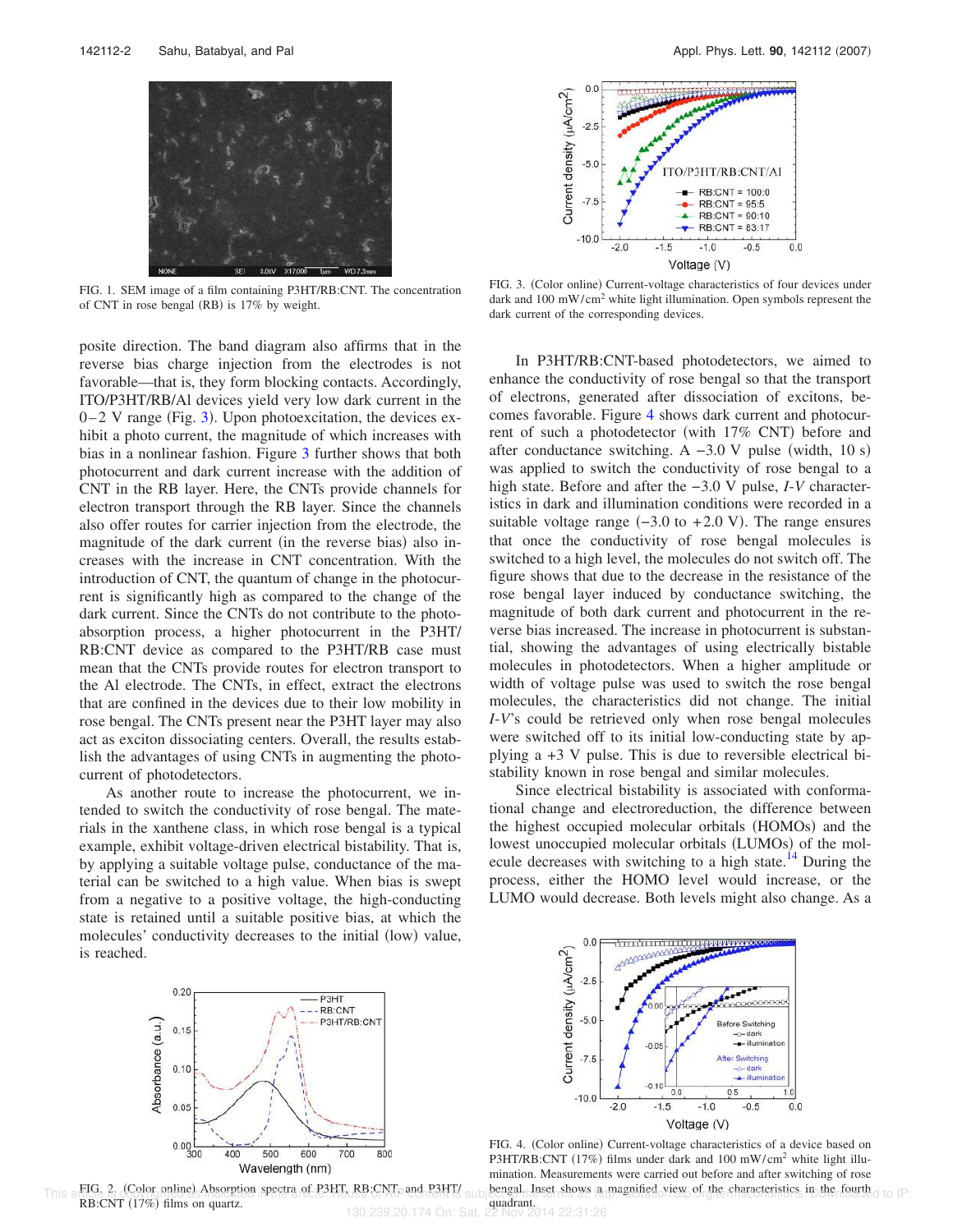FIG. 1. SEM image of a film containing P3HT/RB:CNT. The concentration of CNT in rose bengal (RB) is 17% by weight.

posite direction. The band diagram also affirms that in the reverse bias charge injection from the electrodes is not favorable—that is, they form blocking contacts. Accordingly, ITO/P3HT/RB/Al devices yield very low dark current in the 0–2 V range (Fig. 3). Upon photoexcitation, the devices exhibit a photo current, the magnitude of which increases with bias in a nonlinear fashion. Figure 3 further shows that both photocurrent and dark current increase with the addition of CNT in the RB layer. Here, the CNTs provide channels for electron transport through the RB layer. Since the channels also offer routes for carrier injection from the electrode, the magnitude of the dark current (in the reverse bias) also increases with the increase in CNT concentration. With the introduction of CNT, the quantum of change in the photocurrent is significantly high as compared to the change of the dark current. Since the CNTs do not contribute to the photoabsorption process, a higher photocurrent in the P3HT/RB:CNT device as compared to the P3HT/RB case must mean that the CNTs provide routes for electron transport to the Al electrode. The CNTs, in effect, extract the electrons that are confined in the devices due to their low mobility in rose bengal. The CNTs present near the P3HT layer may also act as exciton dissociating centers. Overall, the results establish the advantages of using CNTs in augmenting the photocurrent of photodetectors.

As another route to increase the photocurrent, we intended to switch the conductivity of rose bengal. The materials in the xanthene class, in which rose bengal is a typical example, exhibit voltage-driven electrical bistability. That is, by applying a suitable voltage pulse, conductance of the material can be switched to a high value. When bias is swept from a negative to a positive voltage, the high-conducting state is retained until a suitable positive bias, at which the molecules' conductivity decreases to the initial (low) value, is reached.

FIG. 2. (Color online) Absorption spectra of P3HT, RB:CNT, and P3HT/RB:CNT (17%) films on quartz.

FIG. 3. (Color online) Current-voltage characteristics of four devices under dark and 100 mW/cm$^2$ white light illumination. Open symbols represent the dark current of the corresponding devices.

In P3HT/RB:CNT-based photodetectors, we aimed to enhance the conductivity of rose bengal so that the transport of electrons, generated after dissociation of excitons, becomes favorable. Figure 4 shows dark current and photocurrent of such a photodetector (with 17% CNT) before and after conductance switching. A −3.0 V pulse (width, 10 s) was applied to switch the conductivity of rose bengal to a high state. Before and after the −3.0 V pulse, *I*-*V* characteristics in dark and illumination conditions were recorded in a suitable voltage range (−3.0 to +2.0 V). The range ensures that once the conductivity of rose bengal molecules is switched to a high level, the molecules do not switch off. The figure shows that due to the decrease in the resistance of the rose bengal layer induced by conductance switching, the magnitude of both dark current and photocurrent in the reverse bias increased. The increase in photocurrent is substantial, showing the advantages of using electrically bistable molecules in photodetectors. When a higher amplitude or width of voltage pulse was used to switch the rose bengal molecules, the characteristics did not change. The initial *I*-*V*'s could be retrieved only when rose bengal molecules were switched off to its initial low-conducting state by applying a +3 V pulse. This is due to reversible electrical bistability known in rose bengal and similar molecules.

Since electrical bistability is associated with conformational change and electroreduction, the difference between the highest occupied molecular orbitals (HOMOs) and the lowest unoccupied molecular orbitals (LUMOs) of the molecule decreases with switching to a high state.[14] During the process, either the HOMO level would increase, or the LUMO would decrease. Both levels might also change. As a

FIG. 4. (Color online) Current-voltage characteristics of a device based on P3HT/RB:CNT (17%) films under dark and 100 mW/cm$^2$ white light illumination. Measurements were carried out before and after switching of rose bengal. Inset shows a magnified view of the characteristics in the fourth quadrant.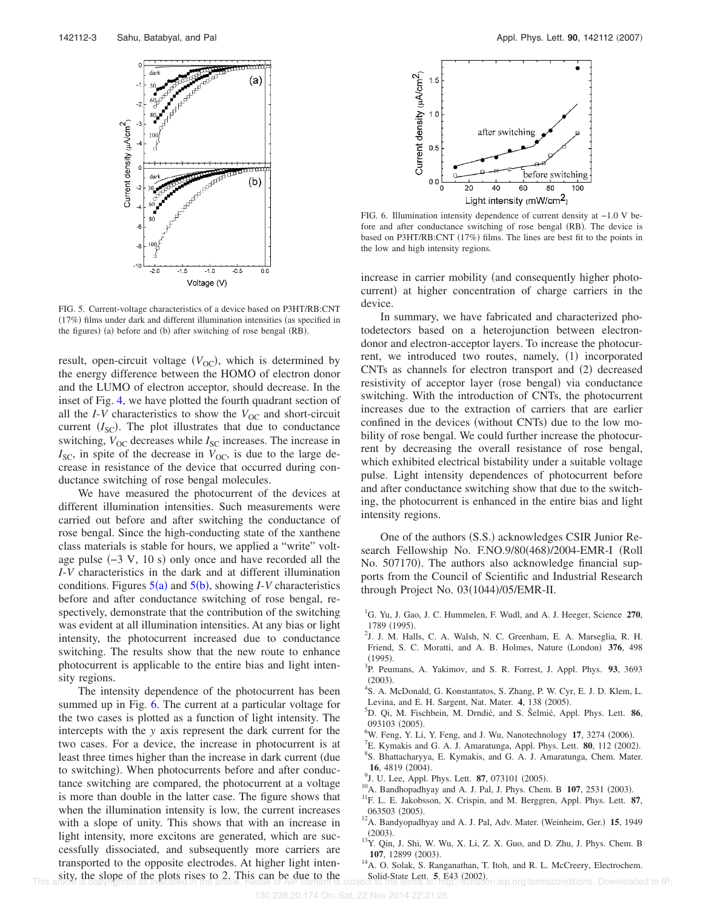FIG. 5. Current-voltage characteristics of a device based on P3HT/RB:CNT (17%) films under dark and different illumination intensities (as specified in the figures) (a) before and (b) after switching of rose bengal (RB).

FIG. 6. Illumination intensity dependence of current density at −1.0 V before and after conductance switching of rose bengal (RB). The device is based on P3HT/RB:CNT (17%) films. The lines are best fit to the points in the low and high intensity regions.

result, open-circuit voltage ($V_{OC}$), which is determined by the energy difference between the HOMO of electron donor and the LUMO of electron acceptor, should decrease. In the inset of Fig. 4, we have plotted the fourth quadrant section of all the *I-V* characteristics to show the $V_{OC}$ and short-circuit current ($I_{SC}$). The plot illustrates that due to conductance switching, $V_{OC}$ decreases while $I_{SC}$ increases. The increase in $I_{SC}$, in spite of the decrease in $V_{OC}$, is due to the large decrease in resistance of the device that occurred during conductance switching of rose bengal molecules.

We have measured the photocurrent of the devices at different illumination intensities. Such measurements were carried out before and after switching the conductance of rose bengal. Since the high-conducting state of the xanthene class materials is stable for hours, we applied a "write" voltage pulse (−3 V, 10 s) only once and have recorded all the *I-V* characteristics in the dark and at different illumination conditions. Figures 5(a) and 5(b), showing *I-V* characteristics before and after conductance switching of rose bengal, respectively, demonstrate that the contribution of the switching was evident at all illumination intensities. At any bias or light intensity, the photocurrent increased due to conductance switching. The results show that the new route to enhance photocurrent is applicable to the entire bias and light intensity regions.

The intensity dependence of the photocurrent has been summed up in Fig. 6. The current at a particular voltage for the two cases is plotted as a function of light intensity. The intercepts with the *y* axis represent the dark current for the two cases. For a device, the increase in photocurrent is at least three times higher than the increase in dark current (due to switching). When photocurrents before and after conductance switching are compared, the photocurrent at a voltage is more than double in the latter case. The figure shows that when the illumination intensity is low, the current increases with a slope of unity. This shows that with an increase in light intensity, more excitons are generated, which are successfully dissociated, and subsequently more carriers are transported to the opposite electrodes. At higher light intensity, the slope of the plots rises to 2. This can be due to the increase in carrier mobility (and consequently higher photocurrent) at higher concentration of charge carriers in the device.

In summary, we have fabricated and characterized photodetectors based on a heterojunction between electron-donor and electron-acceptor layers. To increase the photocurrent, we introduced two routes, namely, (1) incorporated CNTs as channels for electron transport and (2) decreased resistivity of acceptor layer (rose bengal) via conductance switching. With the introduction of CNTs, the photocurrent increases due to the extraction of carriers that are earlier confined in the devices (without CNTs) due to the low mobility of rose bengal. We could further increase the photocurrent by decreasing the overall resistance of rose bengal, which exhibited electrical bistability under a suitable voltage pulse. Light intensity dependences of photocurrent before and after conductance switching show that due to the switching, the photocurrent is enhanced in the entire bias and light intensity regions.

One of the authors (S.S.) acknowledges CSIR Junior Research Fellowship No. F.NO.9/80(468)/2004-EMR-I (Roll No. 507170). The authors also acknowledge financial supports from the Council of Scientific and Industrial Research through Project No. 03(1044)/05/EMR-II.

[1] G. Yu, J. Gao, J. C. Hummelen, F. Wudl, and A. J. Heeger, Science **270**, 1789 (1995).
[2] J. J. M. Halls, C. A. Walsh, N. C. Greenham, E. A. Marseglia, R. H. Friend, S. C. Moratti, and A. B. Holmes, Nature (London) **376**, 498 (1995).
[3] P. Peumans, A. Yakimov, and S. R. Forrest, J. Appl. Phys. **93**, 3693 (2003).
[4] S. A. McDonald, G. Konstantatos, S. Zhang, P. W. Cyr, E. J. D. Klem, L. Levina, and E. H. Sargent, Nat. Mater. **4**, 138 (2005).
[5] D. Qi, M. Fischbein, M. Drndić, and S. Šelmić, Appl. Phys. Lett. **86**, 093103 (2005).
[6] W. Feng, Y. Li, Y. Feng, and J. Wu, Nanotechnology **17**, 3274 (2006).
[7] E. Kymakis and G. A. J. Amaratunga, Appl. Phys. Lett. **80**, 112 (2002).
[8] S. Bhattacharyya, E. Kymakis, and G. A. J. Amaratunga, Chem. Mater. **16**, 4819 (2004).
[9] J. U. Lee, Appl. Phys. Lett. **87**, 073101 (2005).
[10] A. Bandhopadhyay and A. J. Pal, J. Phys. Chem. B **107**, 2531 (2003).
[11] F. L. E. Jakobsson, X. Crispin, and M. Berggren, Appl. Phys. Lett. **87**, 063503 (2005).
[12] A. Bandyopadhyay and A. J. Pal, Adv. Mater. (Weinheim, Ger.) **15**, 1949 (2003).
[13] Y. Qin, J. Shi, W. Wu, X. Li, Z. X. Guo, and D. Zhu, J. Phys. Chem. B **107**, 12899 (2003).
[14] A. O. Solak, S. Ranganathan, T. Itoh, and R. L. McCreery, Electrochem. Solid-State Lett. **5**, E43 (2002).